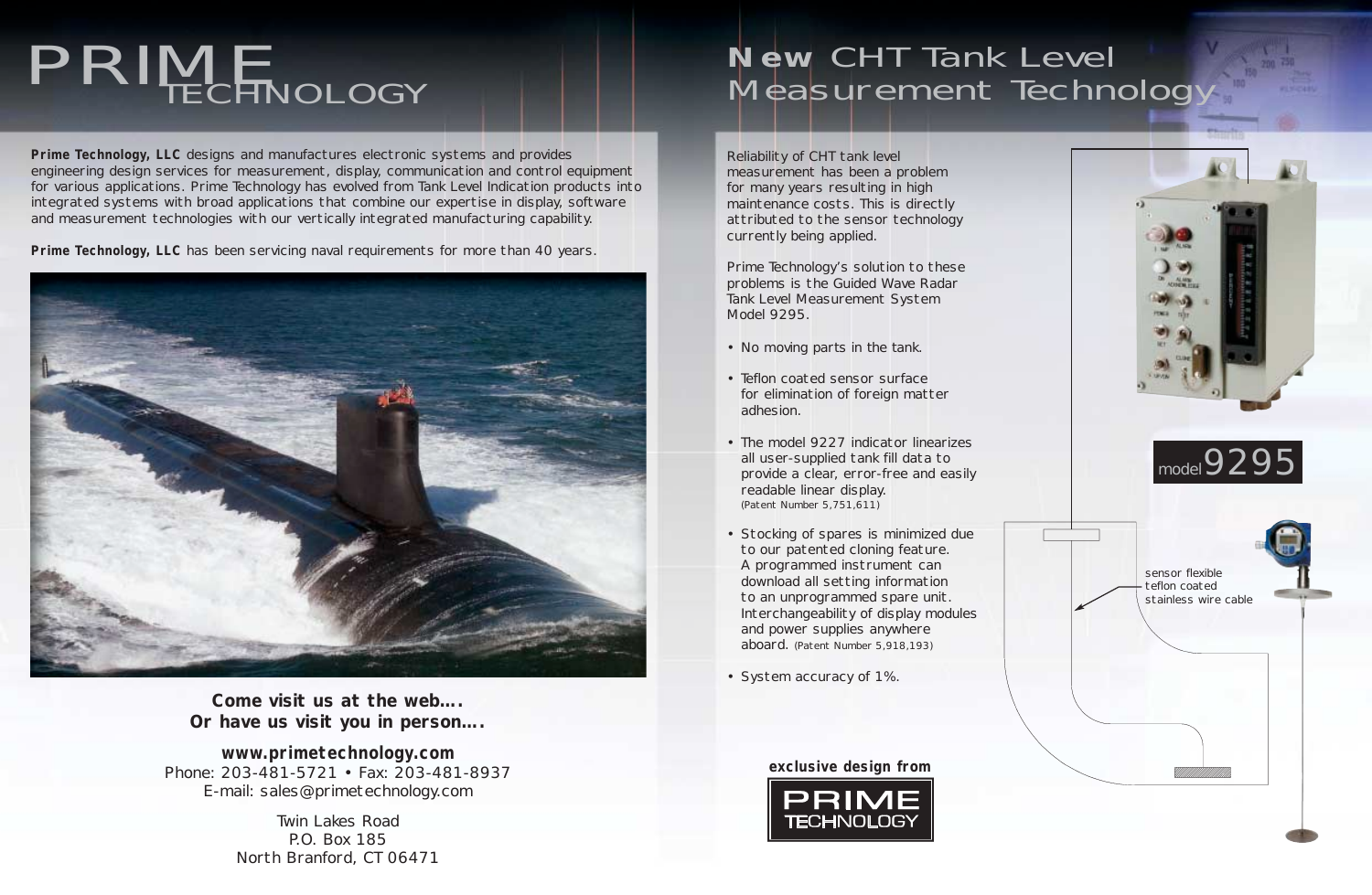# PRIME TECHNOLOGY

**Prime Technology, LLC** designs and manufactures electronic systems and provides engineering design services for measurement, display, communication and control equipment for various applications. Prime Technology has evolved from Tank Level Indication products into integrated systems with broad applications that combine our expertise in display, software and measurement technologies with our vertically integrated manufacturing capability.

**Prime Technology, LLC** has been servicing naval requirements for more than 40 years.

**Come visit us at the web....**
**Or have us visit you in person....**

**www.primetechnology.com**
Phone: 203-481-5721 • Fax: 203-481-8937
E-mail: sales@primetechnology.com

Twin Lakes Road
P.O. Box 185
North Branford, CT 06471

# New CHT Tank Level Measurement Technology

Reliability of CHT tank level measurement has been a problem for many years resulting in high maintenance costs. This is directly attributed to the sensor technology currently being applied.

Prime Technology's solution to these problems is the Guided Wave Radar Tank Level Measurement System Model 9295.

- No moving parts in the tank.
- Teflon coated sensor surface for elimination of foreign matter adhesion.
- The model 9227 indicator linearizes all user-supplied tank fill data to provide a clear, error-free and easily readable linear display. (Patent Number 5,751,611)
- Stocking of spares is minimized due to our patented cloning feature. A programmed instrument can download all setting information to an unprogrammed spare unit. Interchangeability of display modules and power supplies anywhere aboard. (Patent Number 5,918,193)
- System accuracy of 1%.

model 9295

sensor flexible teflon coated stainless wire cable

**exclusive design from**

PRIME TECHNOLOGY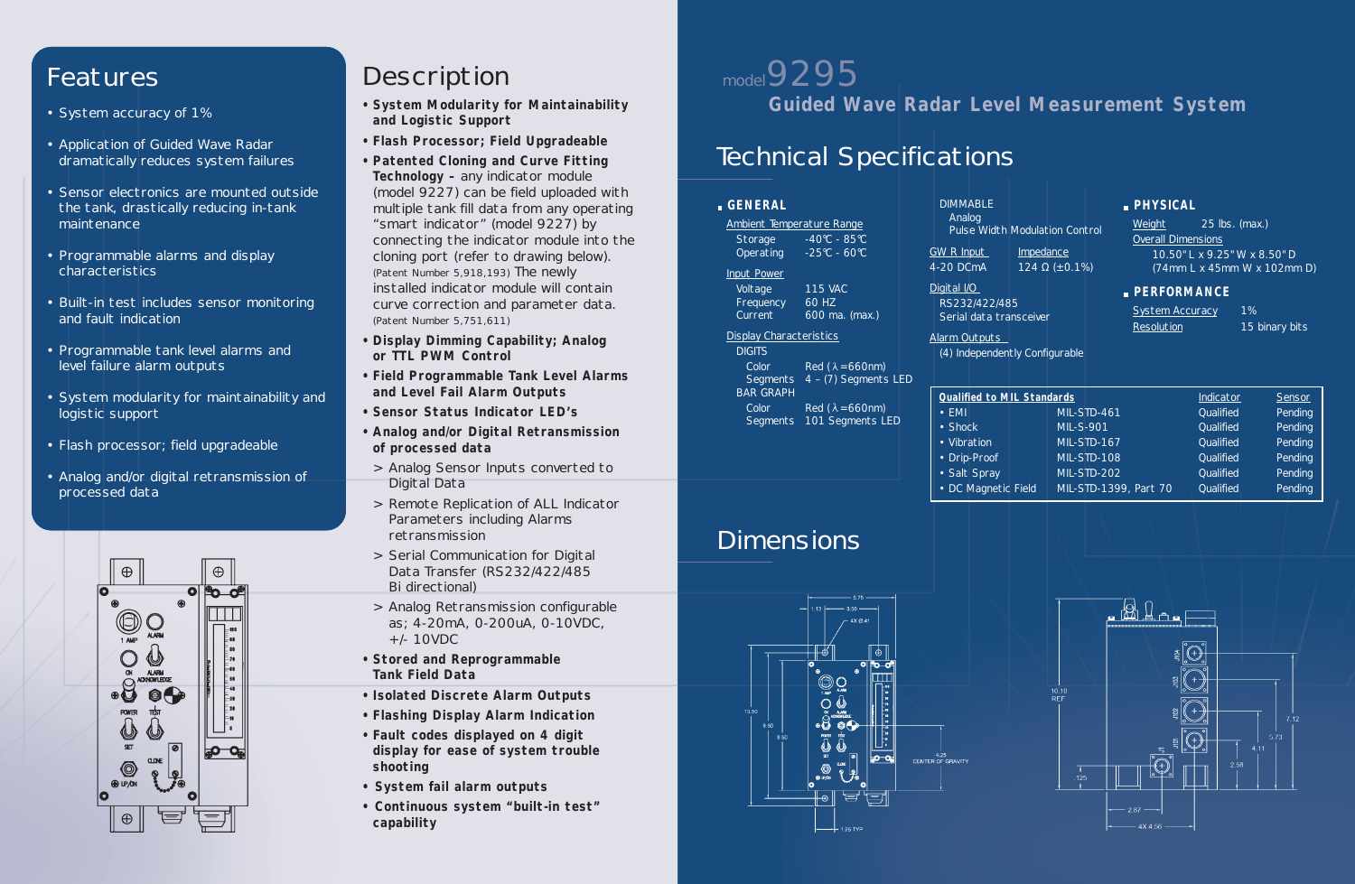# Features

- System accuracy of 1%
- Application of Guided Wave Radar dramatically reduces system failures
- Sensor electronics are mounted outside the tank, drastically reducing in-tank maintenance
- Programmable alarms and display characteristics
- Built-in test includes sensor monitoring and fault indication
- Programmable tank level alarms and level failure alarm outputs
- System modularity for maintainability and logistic support
- Flash processor; field upgradeable
- Analog and/or digital retransmission of processed data

# Description

- **System Modularity for Maintainability and Logistic Support**
- **Flash Processor; Field Upgradeable**
- **Patented Cloning and Curve Fitting Technology -** any indicator module (model 9227) can be field uploaded with multiple tank fill data from any operating "smart indicator" (model 9227) by connecting the indicator module into the cloning port (refer to drawing below). (Patent Number 5,918,193) The newly installed indicator module will contain curve correction and parameter data. (Patent Number 5,751,611)
- **Display Dimming Capability; Analog or TTL PWM Control**
- **Field Programmable Tank Level Alarms and Level Fail Alarm Outputs**
- **Sensor Status Indicator LED's**
- **Analog and/or Digital Retransmission of processed data**
  - > Analog Sensor Inputs converted to Digital Data
  - > Remote Replication of ALL Indicator Parameters including Alarms retransmission
  - > Serial Communication for Digital Data Transfer (RS232/422/485 Bi directional)
  - > Analog Retransmission configurable as; 4-20mA, 0-200uA, 0-10VDC, +/- 10VDC
- **Stored and Reprogrammable Tank Field Data**
- **Isolated Discrete Alarm Outputs**
- **Flashing Display Alarm Indication**
- **Fault codes displayed on 4 digit display for ease of system trouble shooting**
- **System fail alarm outputs**
- **Continuous system "built-in test" capability**

model **9295**

## Guided Wave Radar Level Measurement System

# Technical Specifications

### GENERAL

Ambient Temperature Range
- Storage: -40°C - 85°C
- Operating: -25°C - 60°C

Input Power
- Voltage: 115 VAC
- Frequency: 60 HZ
- Current: 600 ma. (max.)

Display Characteristics
- DIGITS
  - Color: Red (λ=660nm)
  - Segments: 4 – (7) Segments LED
- BAR GRAPH
  - Color: Red (λ=660nm)
  - Segments: 101 Segments LED

DIMMABLE
- Analog
- Pulse Width Modulation Control

GW R Input — Impedance
- 4-20 DCmA — 124 Ω (±0.1%)

Digital I/O
- RS232/422/485
- Serial data transceiver

Alarm Outputs
- (4) Independently Configurable

### PHYSICAL

Weight: 25 lbs. (max.)

Overall Dimensions
- 10.50" L x 9.25" W x 8.50" D
- (74mm L x 45mm W x 102mm D)

### PERFORMANCE

System Accuracy: 1%

Resolution: 15 binary bits

| Qualified to MIL Standards | | Indicator | Sensor |
|---|---|---|---|
| • EMI | MIL-STD-461 | Qualified | Pending |
| • Shock | MIL-S-901 | Qualified | Pending |
| • Vibration | MIL-STD-167 | Qualified | Pending |
| • Drip-Proof | MIL-STD-108 | Qualified | Pending |
| • Salt Spray | MIL-STD-202 | Qualified | Pending |
| • DC Magnetic Field | MIL-STD-1399, Part 70 | Qualified | Pending |

# Dimensions